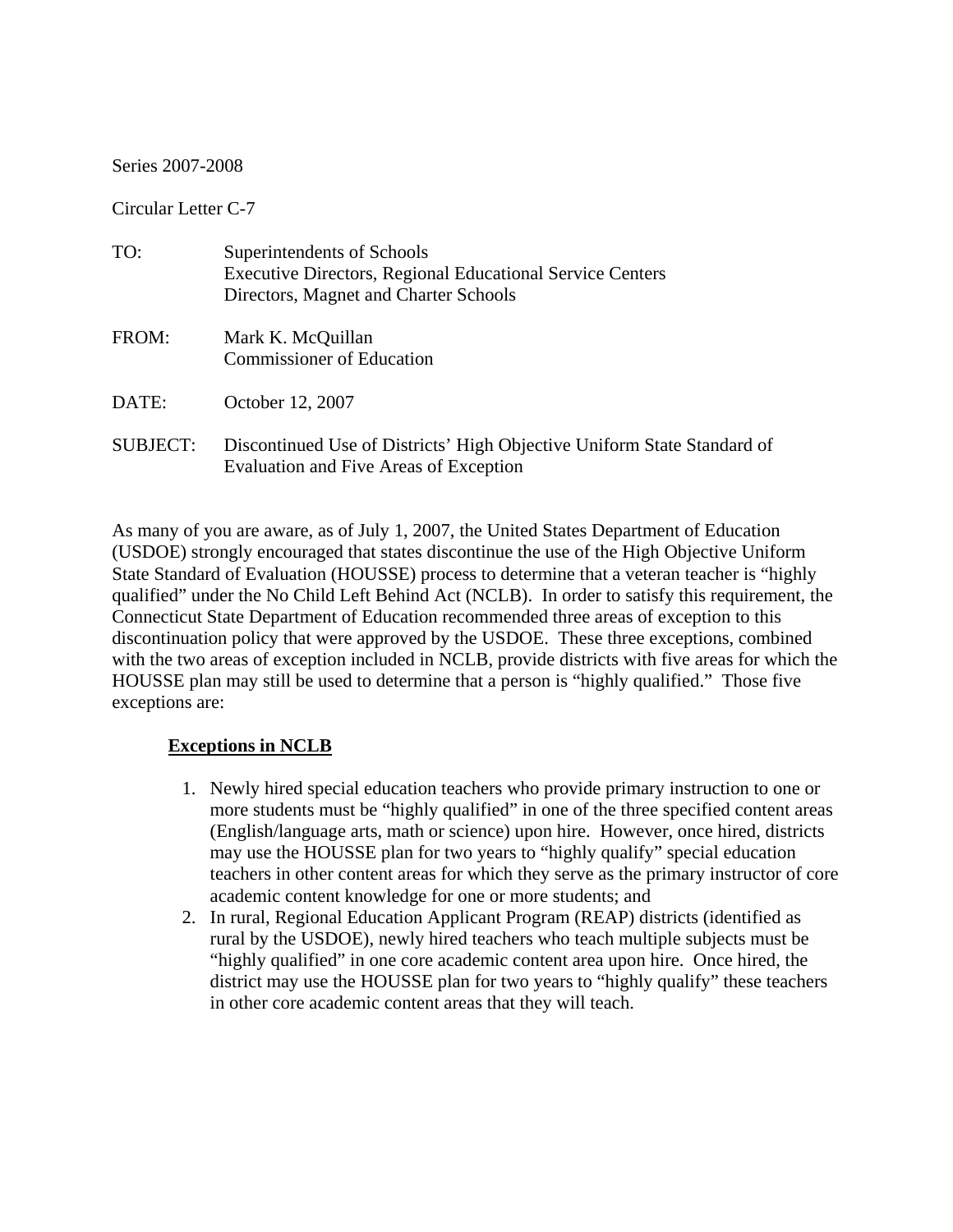Series 2007-2008

Circular Letter C-7

TO: Superintendents of Schools
Executive Directors, Regional Educational Service Centers
Directors, Magnet and Charter Schools

FROM: Mark K. McQuillan
Commissioner of Education

DATE: October 12, 2007

SUBJECT: Discontinued Use of Districts' High Objective Uniform State Standard of Evaluation and Five Areas of Exception

As many of you are aware, as of July 1, 2007, the United States Department of Education (USDOE) strongly encouraged that states discontinue the use of the High Objective Uniform State Standard of Evaluation (HOUSSE) process to determine that a veteran teacher is "highly qualified" under the No Child Left Behind Act (NCLB). In order to satisfy this requirement, the Connecticut State Department of Education recommended three areas of exception to this discontinuation policy that were approved by the USDOE. These three exceptions, combined with the two areas of exception included in NCLB, provide districts with five areas for which the HOUSSE plan may still be used to determine that a person is "highly qualified." Those five exceptions are:

**Exceptions in NCLB**

1. Newly hired special education teachers who provide primary instruction to one or more students must be "highly qualified" in one of the three specified content areas (English/language arts, math or science) upon hire. However, once hired, districts may use the HOUSSE plan for two years to "highly qualify" special education teachers in other content areas for which they serve as the primary instructor of core academic content knowledge for one or more students; and
2. In rural, Regional Education Applicant Program (REAP) districts (identified as rural by the USDOE), newly hired teachers who teach multiple subjects must be "highly qualified" in one core academic content area upon hire. Once hired, the district may use the HOUSSE plan for two years to "highly qualify" these teachers in other core academic content areas that they will teach.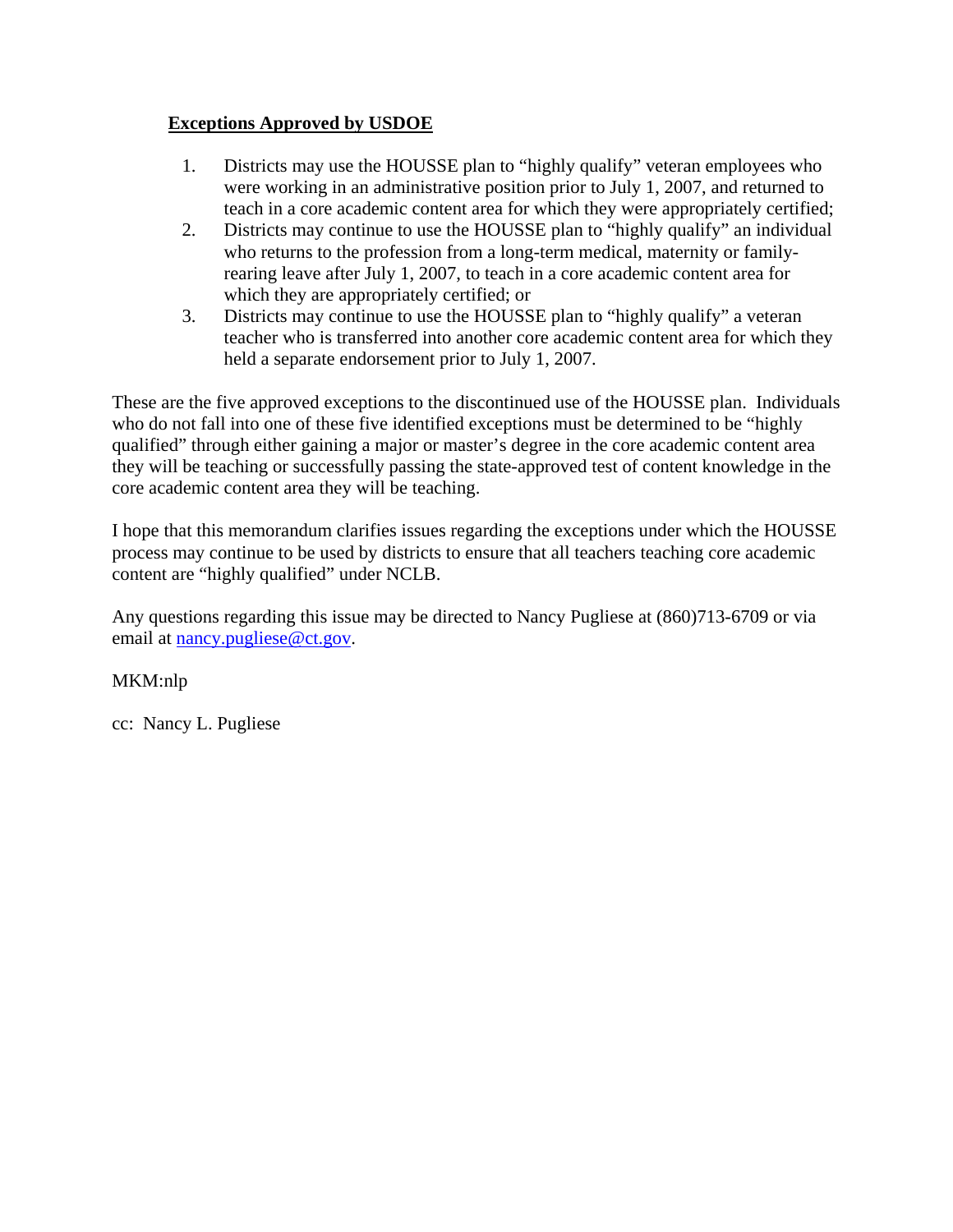**Exceptions Approved by USDOE**

1. Districts may use the HOUSSE plan to "highly qualify" veteran employees who were working in an administrative position prior to July 1, 2007, and returned to teach in a core academic content area for which they were appropriately certified;
2. Districts may continue to use the HOUSSE plan to "highly qualify" an individual who returns to the profession from a long-term medical, maternity or family-rearing leave after July 1, 2007, to teach in a core academic content area for which they are appropriately certified; or
3. Districts may continue to use the HOUSSE plan to "highly qualify" a veteran teacher who is transferred into another core academic content area for which they held a separate endorsement prior to July 1, 2007.

These are the five approved exceptions to the discontinued use of the HOUSSE plan. Individuals who do not fall into one of these five identified exceptions must be determined to be "highly qualified" through either gaining a major or master's degree in the core academic content area they will be teaching or successfully passing the state-approved test of content knowledge in the core academic content area they will be teaching.

I hope that this memorandum clarifies issues regarding the exceptions under which the HOUSSE process may continue to be used by districts to ensure that all teachers teaching core academic content are "highly qualified" under NCLB.

Any questions regarding this issue may be directed to Nancy Pugliese at (860)713-6709 or via email at nancy.pugliese@ct.gov.

MKM:nlp

cc: Nancy L. Pugliese